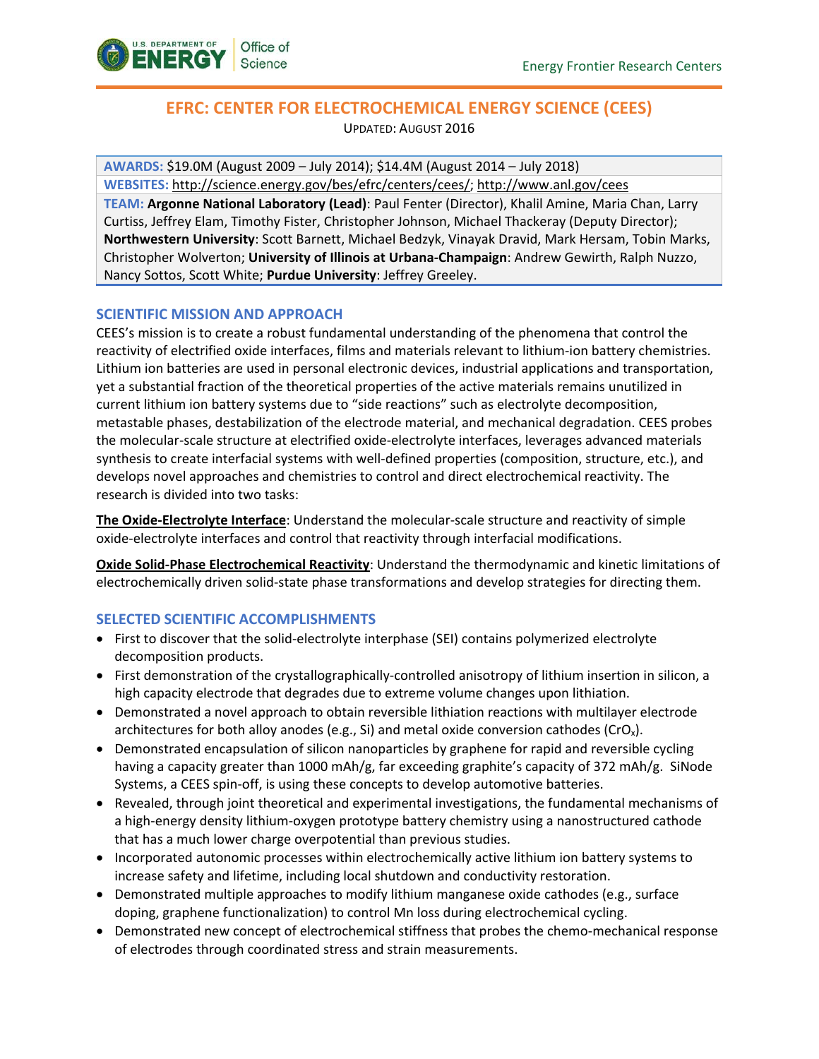# EFRC: CENTER FOR ELECTROCHEMICAL ENERGY SCIENCE (CEES)

UPDATED: AUGUST 2016

**AWARDS:** $19.0M (August 2009 – July 2014); $14.4M (August 2014 – July 2018)

**WEBSITES:** http://science.energy.gov/bes/efrc/centers/cees/; http://www.anl.gov/cees

**TEAM:** **Argonne National Laboratory (Lead)**: Paul Fenter (Director), Khalil Amine, Maria Chan, Larry Curtiss, Jeffrey Elam, Timothy Fister, Christopher Johnson, Michael Thackeray (Deputy Director); **Northwestern University**: Scott Barnett, Michael Bedzyk, Vinayak Dravid, Mark Hersam, Tobin Marks, Christopher Wolverton; **University of Illinois at Urbana-Champaign**: Andrew Gewirth, Ralph Nuzzo, Nancy Sottos, Scott White; **Purdue University**: Jeffrey Greeley.

## SCIENTIFIC MISSION AND APPROACH

CEES's mission is to create a robust fundamental understanding of the phenomena that control the reactivity of electrified oxide interfaces, films and materials relevant to lithium-ion battery chemistries. Lithium ion batteries are used in personal electronic devices, industrial applications and transportation, yet a substantial fraction of the theoretical properties of the active materials remains unutilized in current lithium ion battery systems due to "side reactions" such as electrolyte decomposition, metastable phases, destabilization of the electrode material, and mechanical degradation. CEES probes the molecular-scale structure at electrified oxide-electrolyte interfaces, leverages advanced materials synthesis to create interfacial systems with well-defined properties (composition, structure, etc.), and develops novel approaches and chemistries to control and direct electrochemical reactivity. The research is divided into two tasks:

**The Oxide-Electrolyte Interface**: Understand the molecular-scale structure and reactivity of simple oxide-electrolyte interfaces and control that reactivity through interfacial modifications.

**Oxide Solid-Phase Electrochemical Reactivity**: Understand the thermodynamic and kinetic limitations of electrochemically driven solid-state phase transformations and develop strategies for directing them.

## SELECTED SCIENTIFIC ACCOMPLISHMENTS

- First to discover that the solid-electrolyte interphase (SEI) contains polymerized electrolyte decomposition products.
- First demonstration of the crystallographically-controlled anisotropy of lithium insertion in silicon, a high capacity electrode that degrades due to extreme volume changes upon lithiation.
- Demonstrated a novel approach to obtain reversible lithiation reactions with multilayer electrode architectures for both alloy anodes (e.g., Si) and metal oxide conversion cathodes ($CrO_x$).
- Demonstrated encapsulation of silicon nanoparticles by graphene for rapid and reversible cycling having a capacity greater than 1000 mAh/g, far exceeding graphite's capacity of 372 mAh/g. SiNode Systems, a CEES spin-off, is using these concepts to develop automotive batteries.
- Revealed, through joint theoretical and experimental investigations, the fundamental mechanisms of a high-energy density lithium-oxygen prototype battery chemistry using a nanostructured cathode that has a much lower charge overpotential than previous studies.
- Incorporated autonomic processes within electrochemically active lithium ion battery systems to increase safety and lifetime, including local shutdown and conductivity restoration.
- Demonstrated multiple approaches to modify lithium manganese oxide cathodes (e.g., surface doping, graphene functionalization) to control Mn loss during electrochemical cycling.
- Demonstrated new concept of electrochemical stiffness that probes the chemo-mechanical response of electrodes through coordinated stress and strain measurements.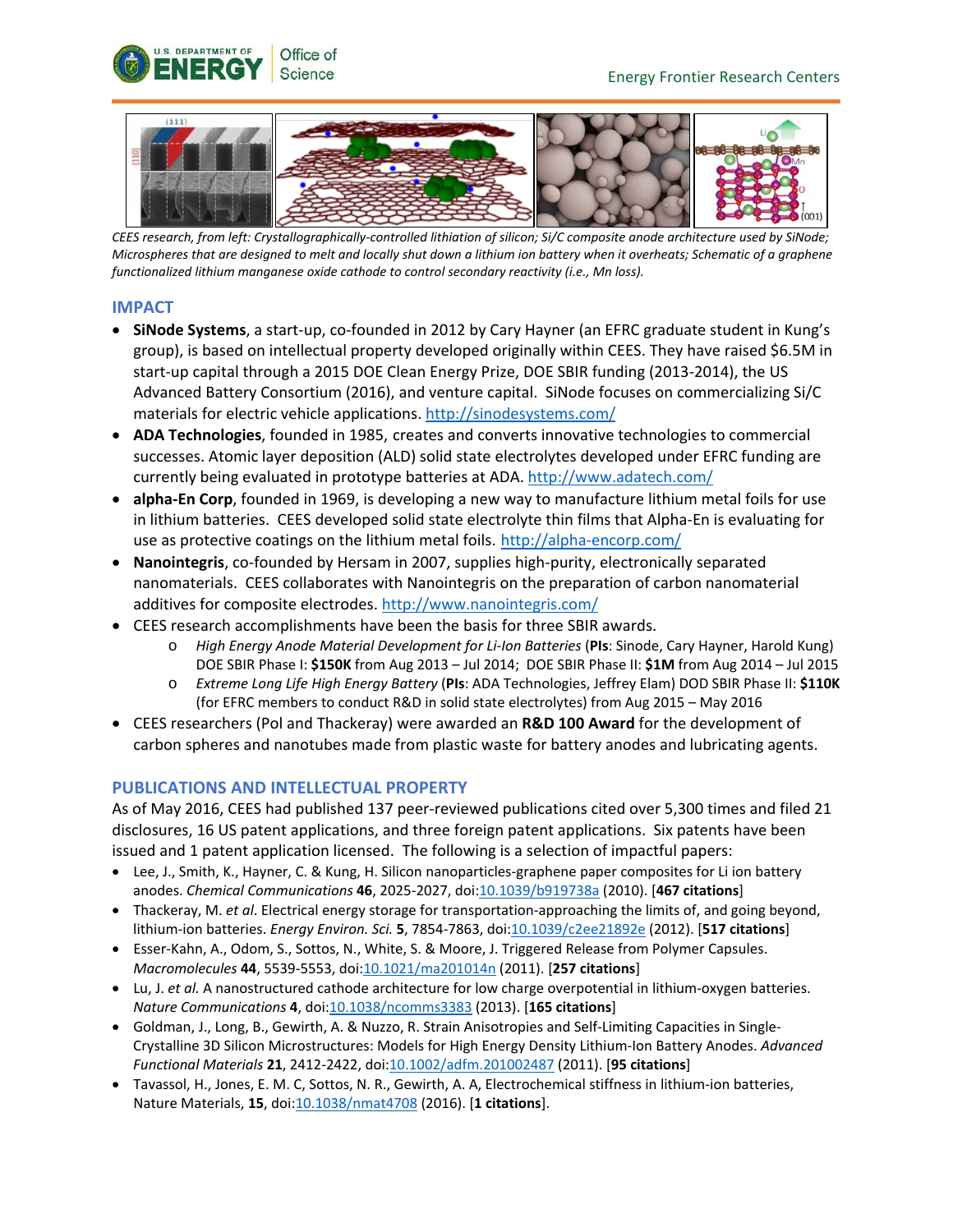CEES research, from left: Crystallographically-controlled lithiation of silicon; Si/C composite anode architecture used by SiNode; Microspheres that are designed to melt and locally shut down a lithium ion battery when it overheats; Schematic of a graphene functionalized lithium manganese oxide cathode to control secondary reactivity (i.e., Mn loss).

## IMPACT

- **SiNode Systems**, a start-up, co-founded in 2012 by Cary Hayner (an EFRC graduate student in Kung's group), is based on intellectual property developed originally within CEES. They have raised \$6.5M in start-up capital through a 2015 DOE Clean Energy Prize, DOE SBIR funding (2013-2014), the US Advanced Battery Consortium (2016), and venture capital. SiNode focuses on commercializing Si/C materials for electric vehicle applications. http://sinodesystems.com/
- **ADA Technologies**, founded in 1985, creates and converts innovative technologies to commercial successes. Atomic layer deposition (ALD) solid state electrolytes developed under EFRC funding are currently being evaluated in prototype batteries at ADA. http://www.adatech.com/
- **alpha-En Corp**, founded in 1969, is developing a new way to manufacture lithium metal foils for use in lithium batteries. CEES developed solid state electrolyte thin films that Alpha-En is evaluating for use as protective coatings on the lithium metal foils. http://alpha-encorp.com/
- **Nanointegris**, co-founded by Hersam in 2007, supplies high-purity, electronically separated nanomaterials. CEES collaborates with Nanointegris on the preparation of carbon nanomaterial additives for composite electrodes. http://www.nanointegris.com/
- CEES research accomplishments have been the basis for three SBIR awards.
  - *High Energy Anode Material Development for Li-Ion Batteries* (**PIs**: Sinode, Cary Hayner, Harold Kung) DOE SBIR Phase I: **\$150K** from Aug 2013 – Jul 2014; DOE SBIR Phase II: **\$1M** from Aug 2014 – Jul 2015
  - *Extreme Long Life High Energy Battery* (**PIs**: ADA Technologies, Jeffrey Elam) DOD SBIR Phase II: **\$110K** (for EFRC members to conduct R&D in solid state electrolytes) from Aug 2015 – May 2016
- CEES researchers (Pol and Thackeray) were awarded an **R&D 100 Award** for the development of carbon spheres and nanotubes made from plastic waste for battery anodes and lubricating agents.

## PUBLICATIONS AND INTELLECTUAL PROPERTY

As of May 2016, CEES had published 137 peer-reviewed publications cited over 5,300 times and filed 21 disclosures, 16 US patent applications, and three foreign patent applications. Six patents have been issued and 1 patent application licensed. The following is a selection of impactful papers:

- Lee, J., Smith, K., Hayner, C. & Kung, H. Silicon nanoparticles-graphene paper composites for Li ion battery anodes. *Chemical Communications* **46**, 2025-2027, doi:10.1039/b919738a (2010). [**467 citations**]
- Thackeray, M. *et al*. Electrical energy storage for transportation-approaching the limits of, and going beyond, lithium-ion batteries. *Energy Environ. Sci.* **5**, 7854-7863, doi:10.1039/c2ee21892e (2012). [**517 citations**]
- Esser-Kahn, A., Odom, S., Sottos, N., White, S. & Moore, J. Triggered Release from Polymer Capsules. *Macromolecules* **44**, 5539-5553, doi:10.1021/ma201014n (2011). [**257 citations**]
- Lu, J. *et al.* A nanostructured cathode architecture for low charge overpotential in lithium-oxygen batteries. *Nature Communications* **4**, doi:10.1038/ncomms3383 (2013). [**165 citations**]
- Goldman, J., Long, B., Gewirth, A. & Nuzzo, R. Strain Anisotropies and Self-Limiting Capacities in Single-Crystalline 3D Silicon Microstructures: Models for High Energy Density Lithium-Ion Battery Anodes. *Advanced Functional Materials* **21**, 2412-2422, doi:10.1002/adfm.201002487 (2011). [**95 citations**]
- Tavassol, H., Jones, E. M. C, Sottos, N. R., Gewirth, A. A, Electrochemical stiffness in lithium-ion batteries, Nature Materials, **15**, doi:10.1038/nmat4708 (2016). [**1 citations**].